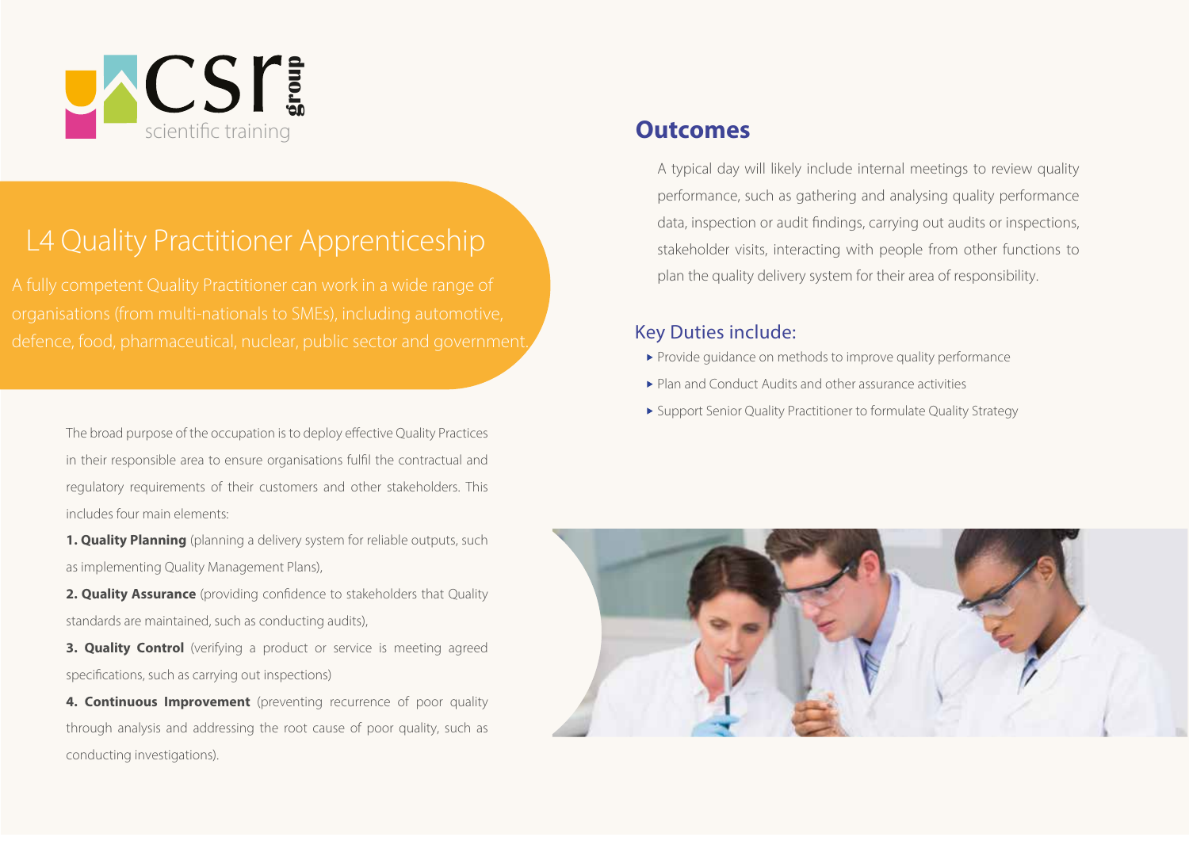csr group
scientific training

# L4 Quality Practitioner Apprenticeship

A fully competent Quality Practitioner can work in a wide range of organisations (from multi-nationals to SMEs), including automotive, defence, food, pharmaceutical, nuclear, public sector and government.

The broad purpose of the occupation is to deploy effective Quality Practices in their responsible area to ensure organisations fulfil the contractual and regulatory requirements of their customers and other stakeholders. This includes four main elements:

**1. Quality Planning** (planning a delivery system for reliable outputs, such as implementing Quality Management Plans),

**2. Quality Assurance** (providing confidence to stakeholders that Quality standards are maintained, such as conducting audits),

**3. Quality Control** (verifying a product or service is meeting agreed specifications, such as carrying out inspections)

**4. Continuous Improvement** (preventing recurrence of poor quality through analysis and addressing the root cause of poor quality, such as conducting investigations).

## Outcomes

A typical day will likely include internal meetings to review quality performance, such as gathering and analysing quality performance data, inspection or audit findings, carrying out audits or inspections, stakeholder visits, interacting with people from other functions to plan the quality delivery system for their area of responsibility.

### Key Duties include:

- Provide guidance on methods to improve quality performance
- Plan and Conduct Audits and other assurance activities
- Support Senior Quality Practitioner to formulate Quality Strategy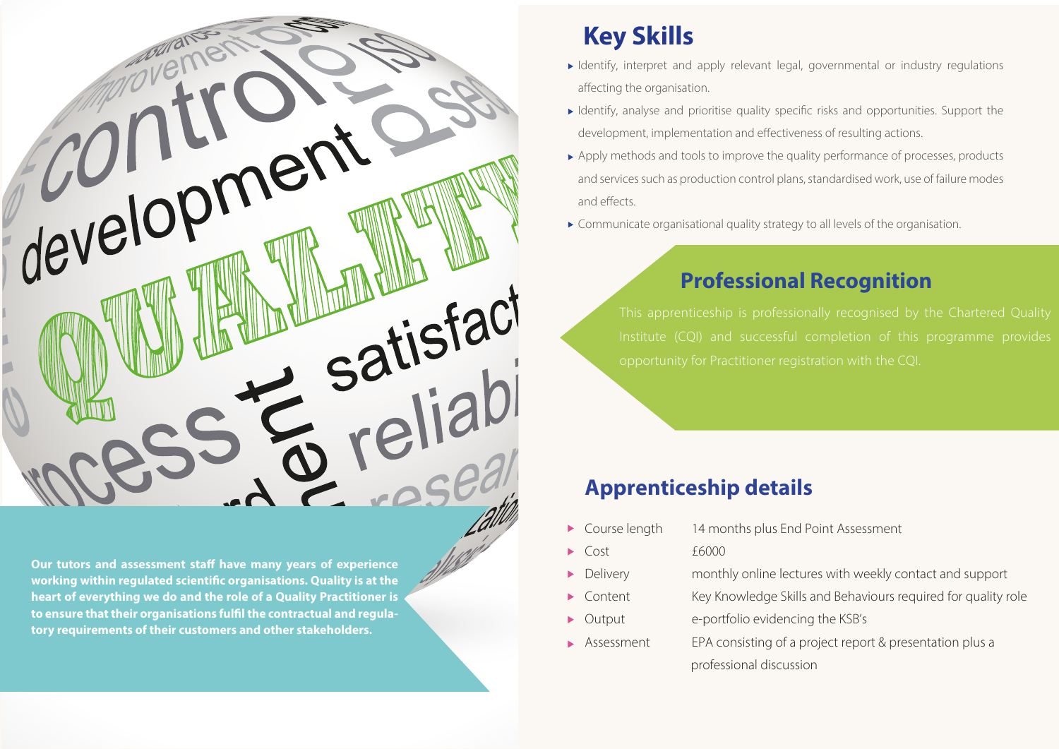**Our tutors and assessment staff have many years of experience working within regulated scientific organisations. Quality is at the heart of everything we do and the role of a Quality Practitioner is to ensure that their organisations fulfil the contractual and regulatory requirements of their customers and other stakeholders.**

## Key Skills

- Identify, interpret and apply relevant legal, governmental or industry regulations affecting the organisation.
- Identify, analyse and prioritise quality specific risks and opportunities. Support the development, implementation and effectiveness of resulting actions.
- Apply methods and tools to improve the quality performance of processes, products and services such as production control plans, standardised work, use of failure modes and effects.
- Communicate organisational quality strategy to all levels of the organisation.

## Professional Recognition

This apprenticeship is professionally recognised by the Chartered Quality Institute (CQI) and successful completion of this programme provides opportunity for Practitioner registration with the CQI.

## Apprenticeship details

- Course length: 14 months plus End Point Assessment
- Cost: £6000
- Delivery: monthly online lectures with weekly contact and support
- Content: Key Knowledge Skills and Behaviours required for quality role
- Output: e-portfolio evidencing the KSB's
- Assessment: EPA consisting of a project report & presentation plus a professional discussion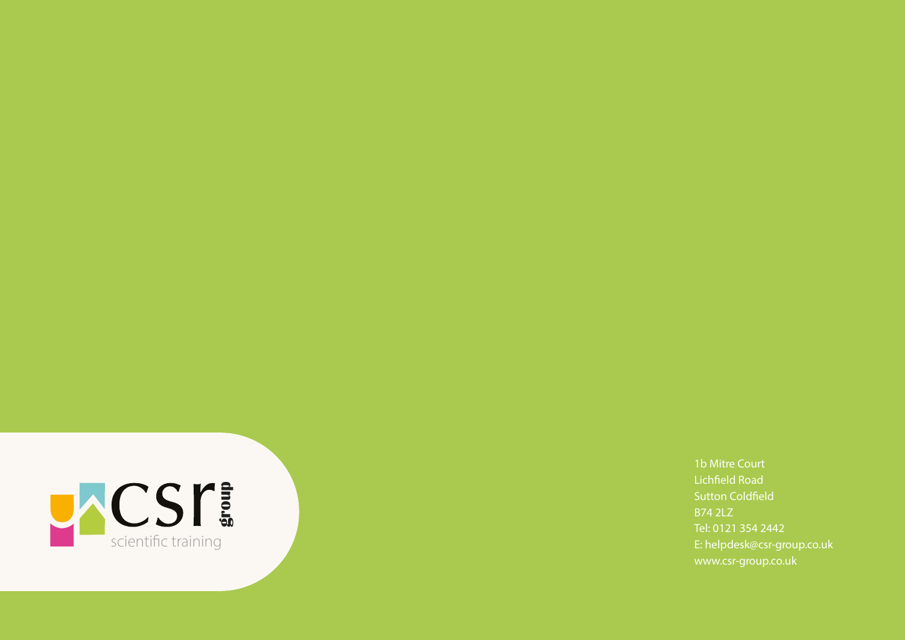csr group

scientific training

1b Mitre Court
Lichfield Road
Sutton Coldfield
B74 2LZ
Tel: 0121 354 2442
E: helpdesk@csr-group.co.uk
www.csr-group.co.uk